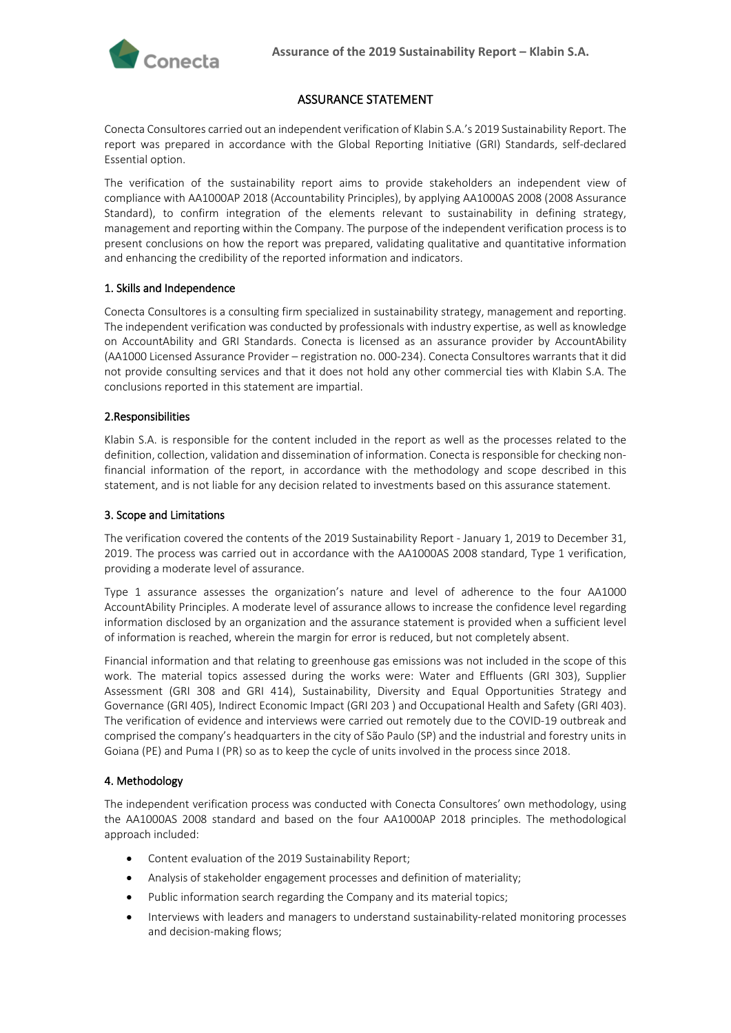# ASSURANCE STATEMENT

Conecta Consultores carried out an independent verification of Klabin S.A.'s 2019 Sustainability Report. The report was prepared in accordance with the Global Reporting Initiative (GRI) Standards, self-declared Essential option.

The verification of the sustainability report aims to provide stakeholders an independent view of compliance with AA1000AP 2018 (Accountability Principles), by applying AA1000AS 2008 (2008 Assurance Standard), to confirm integration of the elements relevant to sustainability in defining strategy, management and reporting within the Company. The purpose of the independent verification process is to present conclusions on how the report was prepared, validating qualitative and quantitative information and enhancing the credibility of the reported information and indicators.

## 1. Skills and Independence

Conecta Consultores is a consulting firm specialized in sustainability strategy, management and reporting. The independent verification was conducted by professionals with industry expertise, as well as knowledge on AccountAbility and GRI Standards. Conecta is licensed as an assurance provider by AccountAbility (AA1000 Licensed Assurance Provider – registration no. 000-234). Conecta Consultores warrants that it did not provide consulting services and that it does not hold any other commercial ties with Klabin S.A. The conclusions reported in this statement are impartial.

## 2.Responsibilities

Klabin S.A. is responsible for the content included in the report as well as the processes related to the definition, collection, validation and dissemination of information. Conecta is responsible for checking non-financial information of the report, in accordance with the methodology and scope described in this statement, and is not liable for any decision related to investments based on this assurance statement.

## 3. Scope and Limitations

The verification covered the contents of the 2019 Sustainability Report - January 1, 2019 to December 31, 2019. The process was carried out in accordance with the AA1000AS 2008 standard, Type 1 verification, providing a moderate level of assurance.

Type 1 assurance assesses the organization's nature and level of adherence to the four AA1000 AccountAbility Principles. A moderate level of assurance allows to increase the confidence level regarding information disclosed by an organization and the assurance statement is provided when a sufficient level of information is reached, wherein the margin for error is reduced, but not completely absent.

Financial information and that relating to greenhouse gas emissions was not included in the scope of this work. The material topics assessed during the works were: Water and Effluents (GRI 303), Supplier Assessment (GRI 308 and GRI 414), Sustainability, Diversity and Equal Opportunities Strategy and Governance (GRI 405), Indirect Economic Impact (GRI 203 ) and Occupational Health and Safety (GRI 403). The verification of evidence and interviews were carried out remotely due to the COVID-19 outbreak and comprised the company's headquarters in the city of São Paulo (SP) and the industrial and forestry units in Goiana (PE) and Puma I (PR) so as to keep the cycle of units involved in the process since 2018.

## 4. Methodology

The independent verification process was conducted with Conecta Consultores' own methodology, using the AA1000AS 2008 standard and based on the four AA1000AP 2018 principles. The methodological approach included:

- Content evaluation of the 2019 Sustainability Report;
- Analysis of stakeholder engagement processes and definition of materiality;
- Public information search regarding the Company and its material topics;
- Interviews with leaders and managers to understand sustainability-related monitoring processes and decision-making flows;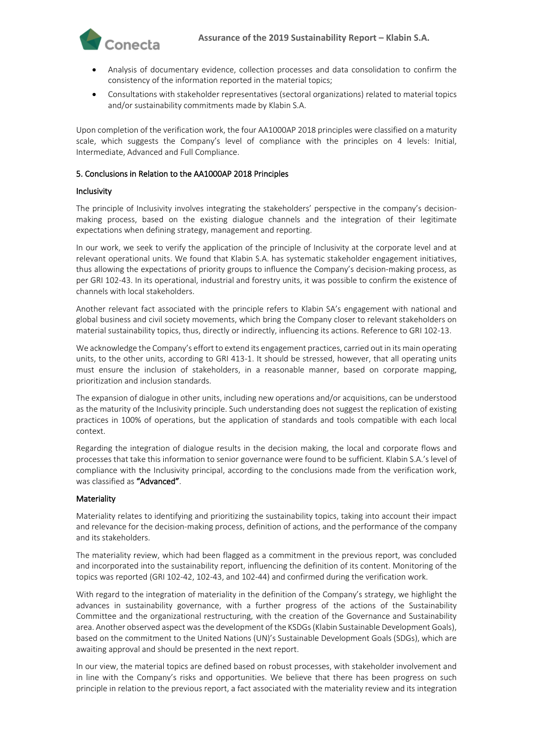- Analysis of documentary evidence, collection processes and data consolidation to confirm the consistency of the information reported in the material topics;
- Consultations with stakeholder representatives (sectoral organizations) related to material topics and/or sustainability commitments made by Klabin S.A.

Upon completion of the verification work, the four AA1000AP 2018 principles were classified on a maturity scale, which suggests the Company's level of compliance with the principles on 4 levels: Initial, Intermediate, Advanced and Full Compliance.

## 5. Conclusions in Relation to the AA1000AP 2018 Principles

### Inclusivity

The principle of Inclusivity involves integrating the stakeholders' perspective in the company's decision-making process, based on the existing dialogue channels and the integration of their legitimate expectations when defining strategy, management and reporting.

In our work, we seek to verify the application of the principle of Inclusivity at the corporate level and at relevant operational units. We found that Klabin S.A. has systematic stakeholder engagement initiatives, thus allowing the expectations of priority groups to influence the Company's decision-making process, as per GRI 102-43. In its operational, industrial and forestry units, it was possible to confirm the existence of channels with local stakeholders.

Another relevant fact associated with the principle refers to Klabin SA's engagement with national and global business and civil society movements, which bring the Company closer to relevant stakeholders on material sustainability topics, thus, directly or indirectly, influencing its actions. Reference to GRI 102-13.

We acknowledge the Company's effort to extend its engagement practices, carried out in its main operating units, to the other units, according to GRI 413-1. It should be stressed, however, that all operating units must ensure the inclusion of stakeholders, in a reasonable manner, based on corporate mapping, prioritization and inclusion standards.

The expansion of dialogue in other units, including new operations and/or acquisitions, can be understood as the maturity of the Inclusivity principle. Such understanding does not suggest the replication of existing practices in 100% of operations, but the application of standards and tools compatible with each local context.

Regarding the integration of dialogue results in the decision making, the local and corporate flows and processes that take this information to senior governance were found to be sufficient. Klabin S.A.'s level of compliance with the Inclusivity principal, according to the conclusions made from the verification work, was classified as **"Advanced"**.

### Materiality

Materiality relates to identifying and prioritizing the sustainability topics, taking into account their impact and relevance for the decision-making process, definition of actions, and the performance of the company and its stakeholders.

The materiality review, which had been flagged as a commitment in the previous report, was concluded and incorporated into the sustainability report, influencing the definition of its content. Monitoring of the topics was reported (GRI 102-42, 102-43, and 102-44) and confirmed during the verification work.

With regard to the integration of materiality in the definition of the Company's strategy, we highlight the advances in sustainability governance, with a further progress of the actions of the Sustainability Committee and the organizational restructuring, with the creation of the Governance and Sustainability area. Another observed aspect was the development of the KSDGs (Klabin Sustainable Development Goals), based on the commitment to the United Nations (UN)'s Sustainable Development Goals (SDGs), which are awaiting approval and should be presented in the next report.

In our view, the material topics are defined based on robust processes, with stakeholder involvement and in line with the Company's risks and opportunities. We believe that there has been progress on such principle in relation to the previous report, a fact associated with the materiality review and its integration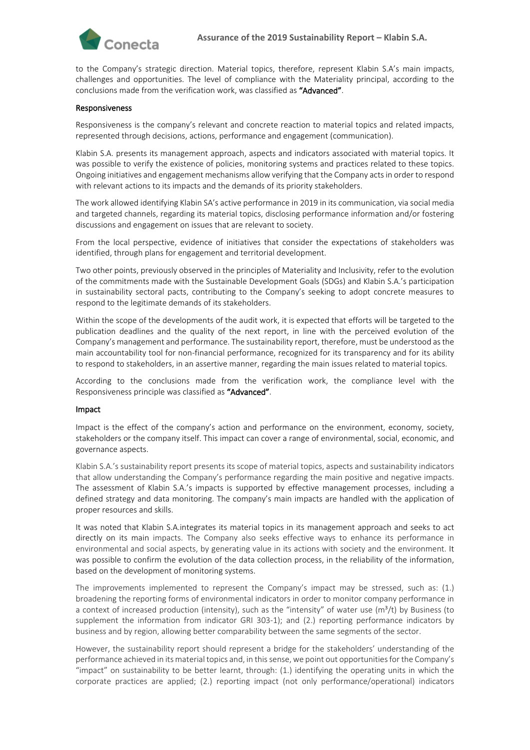to the Company's strategic direction. Material topics, therefore, represent Klabin S.A's main impacts, challenges and opportunities. The level of compliance with the Materiality principal, according to the conclusions made from the verification work, was classified as **"Advanced"**.

### Responsiveness

Responsiveness is the company's relevant and concrete reaction to material topics and related impacts, represented through decisions, actions, performance and engagement (communication).

Klabin S.A. presents its management approach, aspects and indicators associated with material topics. It was possible to verify the existence of policies, monitoring systems and practices related to these topics. Ongoing initiatives and engagement mechanisms allow verifying that the Company acts in order to respond with relevant actions to its impacts and the demands of its priority stakeholders.

The work allowed identifying Klabin SA's active performance in 2019 in its communication, via social media and targeted channels, regarding its material topics, disclosing performance information and/or fostering discussions and engagement on issues that are relevant to society.

From the local perspective, evidence of initiatives that consider the expectations of stakeholders was identified, through plans for engagement and territorial development.

Two other points, previously observed in the principles of Materiality and Inclusivity, refer to the evolution of the commitments made with the Sustainable Development Goals (SDGs) and Klabin S.A.'s participation in sustainability sectoral pacts, contributing to the Company's seeking to adopt concrete measures to respond to the legitimate demands of its stakeholders.

Within the scope of the developments of the audit work, it is expected that efforts will be targeted to the publication deadlines and the quality of the next report, in line with the perceived evolution of the Company's management and performance. The sustainability report, therefore, must be understood as the main accountability tool for non-financial performance, recognized for its transparency and for its ability to respond to stakeholders, in an assertive manner, regarding the main issues related to material topics.

According to the conclusions made from the verification work, the compliance level with the Responsiveness principle was classified as **"Advanced"**.

### Impact

Impact is the effect of the company's action and performance on the environment, economy, society, stakeholders or the company itself. This impact can cover a range of environmental, social, economic, and governance aspects.

Klabin S.A.'s sustainability report presents its scope of material topics, aspects and sustainability indicators that allow understanding the Company's performance regarding the main positive and negative impacts. The assessment of Klabin S.A.'s impacts is supported by effective management processes, including a defined strategy and data monitoring. The company's main impacts are handled with the application of proper resources and skills.

It was noted that Klabin S.A.integrates its material topics in its management approach and seeks to act directly on its main impacts. The Company also seeks effective ways to enhance its performance in environmental and social aspects, by generating value in its actions with society and the environment. It was possible to confirm the evolution of the data collection process, in the reliability of the information, based on the development of monitoring systems.

The improvements implemented to represent the Company's impact may be stressed, such as: (1.) broadening the reporting forms of environmental indicators in order to monitor company performance in a context of increased production (intensity), such as the "intensity" of water use ($m^3/t$) by Business (to supplement the information from indicator GRI 303-1); and (2.) reporting performance indicators by business and by region, allowing better comparability between the same segments of the sector.

However, the sustainability report should represent a bridge for the stakeholders' understanding of the performance achieved in its material topics and, in this sense, we point out opportunities for the Company's "impact" on sustainability to be better learnt, through: (1.) identifying the operating units in which the corporate practices are applied; (2.) reporting impact (not only performance/operational) indicators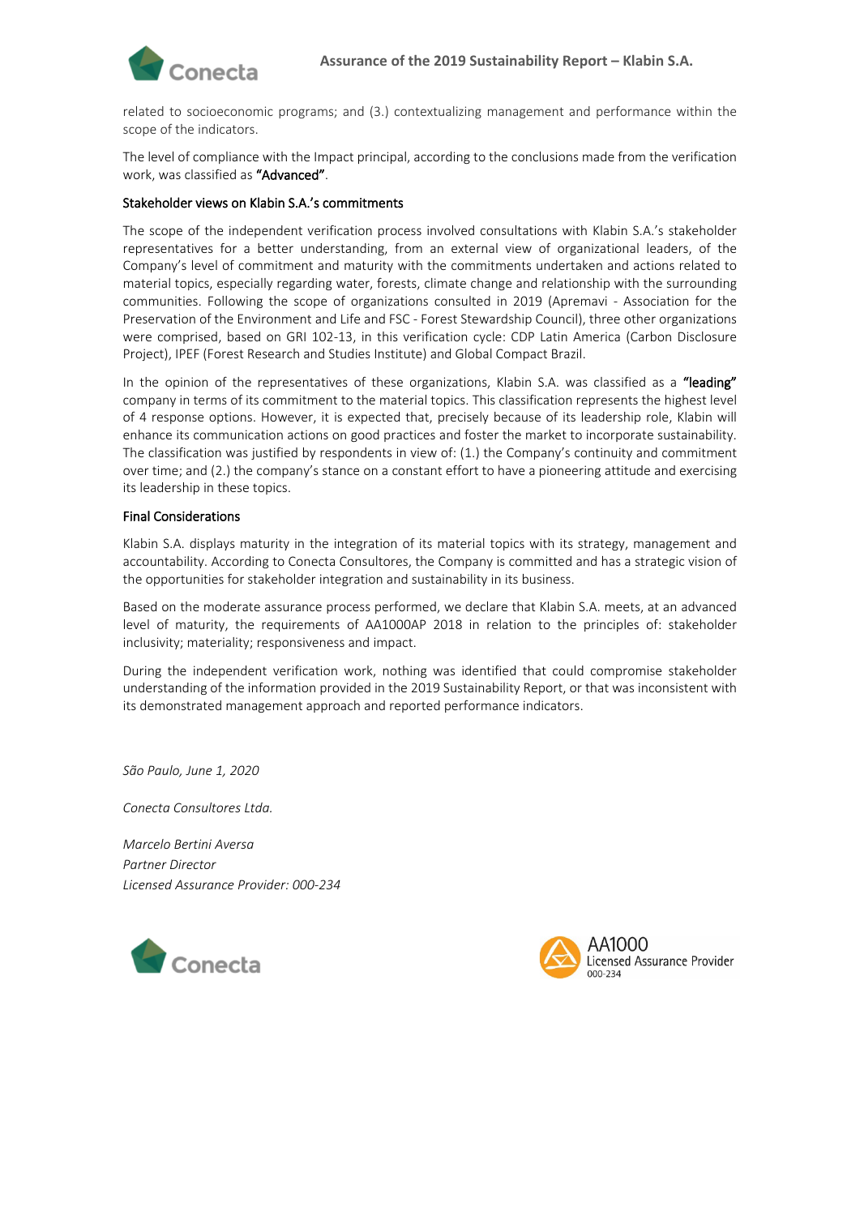related to socioeconomic programs; and (3.) contextualizing management and performance within the scope of the indicators.

The level of compliance with the Impact principal, according to the conclusions made from the verification work, was classified as **"Advanced"**.

### Stakeholder views on Klabin S.A.'s commitments

The scope of the independent verification process involved consultations with Klabin S.A.'s stakeholder representatives for a better understanding, from an external view of organizational leaders, of the Company's level of commitment and maturity with the commitments undertaken and actions related to material topics, especially regarding water, forests, climate change and relationship with the surrounding communities. Following the scope of organizations consulted in 2019 (Apremavi - Association for the Preservation of the Environment and Life and FSC - Forest Stewardship Council), three other organizations were comprised, based on GRI 102-13, in this verification cycle: CDP Latin America (Carbon Disclosure Project), IPEF (Forest Research and Studies Institute) and Global Compact Brazil.

In the opinion of the representatives of these organizations, Klabin S.A. was classified as a **"leading"** company in terms of its commitment to the material topics. This classification represents the highest level of 4 response options. However, it is expected that, precisely because of its leadership role, Klabin will enhance its communication actions on good practices and foster the market to incorporate sustainability. The classification was justified by respondents in view of: (1.) the Company's continuity and commitment over time; and (2.) the company's stance on a constant effort to have a pioneering attitude and exercising its leadership in these topics.

### Final Considerations

Klabin S.A. displays maturity in the integration of its material topics with its strategy, management and accountability. According to Conecta Consultores, the Company is committed and has a strategic vision of the opportunities for stakeholder integration and sustainability in its business.

Based on the moderate assurance process performed, we declare that Klabin S.A. meets, at an advanced level of maturity, the requirements of AA1000AP 2018 in relation to the principles of: stakeholder inclusivity; materiality; responsiveness and impact.

During the independent verification work, nothing was identified that could compromise stakeholder understanding of the information provided in the 2019 Sustainability Report, or that was inconsistent with its demonstrated management approach and reported performance indicators.

*São Paulo, June 1, 2020*

*Conecta Consultores Ltda.*

*Marcelo Bertini Aversa*
*Partner Director*
*Licensed Assurance Provider: 000-234*

Conecta

AA1000
Licensed Assurance Provider
000-234